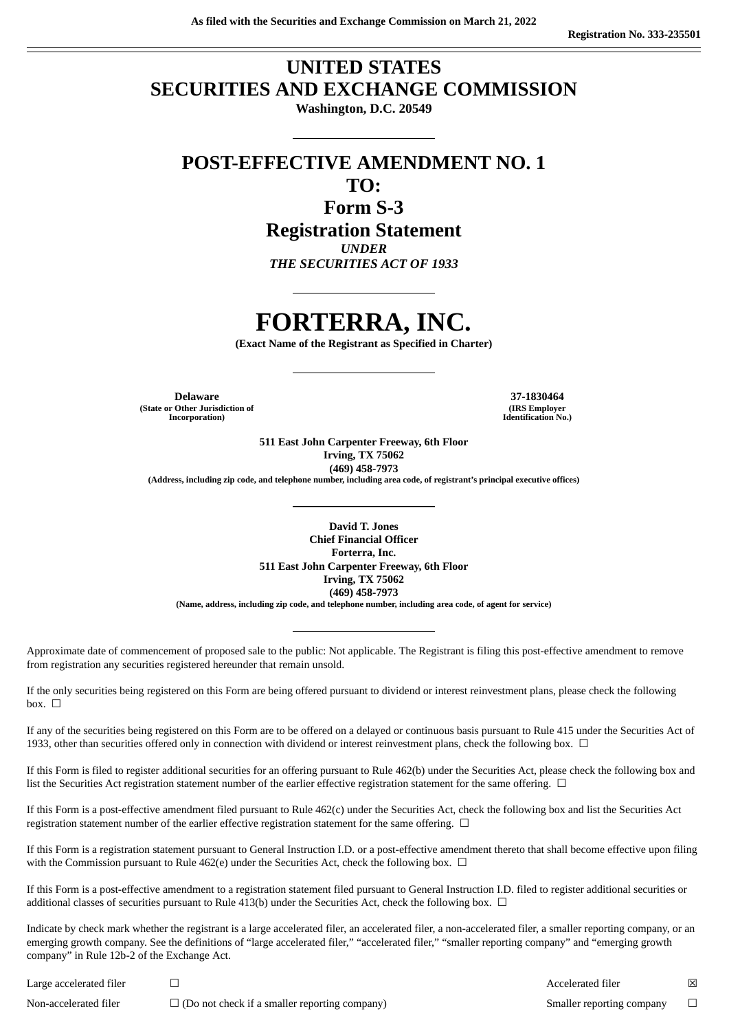As filed with the Securities and Exchange Commission on March 21, 2022

Registration No. 333-235501

# UNITED STATES SECURITIES AND EXCHANGE COMMISSION

**Washington, D.C. 20549**

---

## POST-EFFECTIVE AMENDMENT NO. 1 TO: Form S-3 Registration Statement

***UNDER THE SECURITIES ACT OF 1933***

---

# FORTERRA, INC.

**(Exact Name of the Registrant as Specified in Charter)**

---

| **Delaware** | **37-1830464** |
|---|---|
| **(State or Other Jurisdiction of Incorporation)** | **(IRS Employer Identification No.)** |

**511 East John Carpenter Freeway, 6th Floor**
**Irving, TX 75062**
**(469) 458-7973**
**(Address, including zip code, and telephone number, including area code, of registrant's principal executive offices)**

---

**David T. Jones**
**Chief Financial Officer**
**Forterra, Inc.**
**511 East John Carpenter Freeway, 6th Floor**
**Irving, TX 75062**
**(469) 458-7973**
**(Name, address, including zip code, and telephone number, including area code, of agent for service)**

---

Approximate date of commencement of proposed sale to the public: Not applicable. The Registrant is filing this post-effective amendment to remove from registration any securities registered hereunder that remain unsold.

If the only securities being registered on this Form are being offered pursuant to dividend or interest reinvestment plans, please check the following box. ☐

If any of the securities being registered on this Form are to be offered on a delayed or continuous basis pursuant to Rule 415 under the Securities Act of 1933, other than securities offered only in connection with dividend or interest reinvestment plans, check the following box. ☐

If this Form is filed to register additional securities for an offering pursuant to Rule 462(b) under the Securities Act, please check the following box and list the Securities Act registration statement number of the earlier effective registration statement for the same offering. ☐

If this Form is a post-effective amendment filed pursuant to Rule 462(c) under the Securities Act, check the following box and list the Securities Act registration statement number of the earlier effective registration statement for the same offering. ☐

If this Form is a registration statement pursuant to General Instruction I.D. or a post-effective amendment thereto that shall become effective upon filing with the Commission pursuant to Rule 462(e) under the Securities Act, check the following box. ☐

If this Form is a post-effective amendment to a registration statement filed pursuant to General Instruction I.D. filed to register additional securities or additional classes of securities pursuant to Rule 413(b) under the Securities Act, check the following box. ☐

Indicate by check mark whether the registrant is a large accelerated filer, an accelerated filer, a non-accelerated filer, a smaller reporting company, or an emerging growth company. See the definitions of "large accelerated filer," "accelerated filer," "smaller reporting company" and "emerging growth company" in Rule 12b-2 of the Exchange Act.

| | | | |
|---|---|---|---|
| Large accelerated filer | ☐ | Accelerated filer | ☒ |
| Non-accelerated filer | ☐ (Do not check if a smaller reporting company) | Smaller reporting company | ☐ |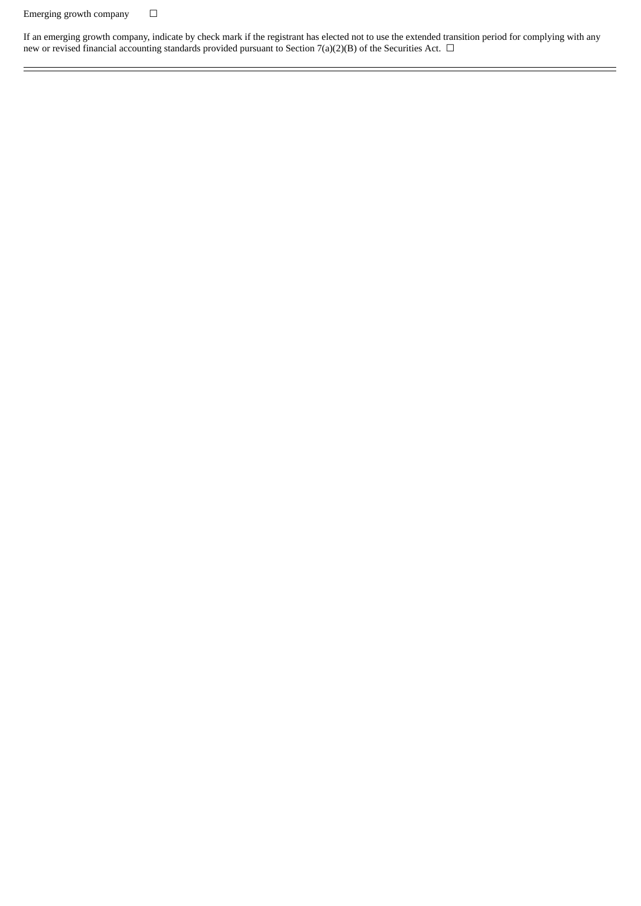Emerging growth company ☐

If an emerging growth company, indicate by check mark if the registrant has elected not to use the extended transition period for complying with any new or revised financial accounting standards provided pursuant to Section 7(a)(2)(B) of the Securities Act. ☐

---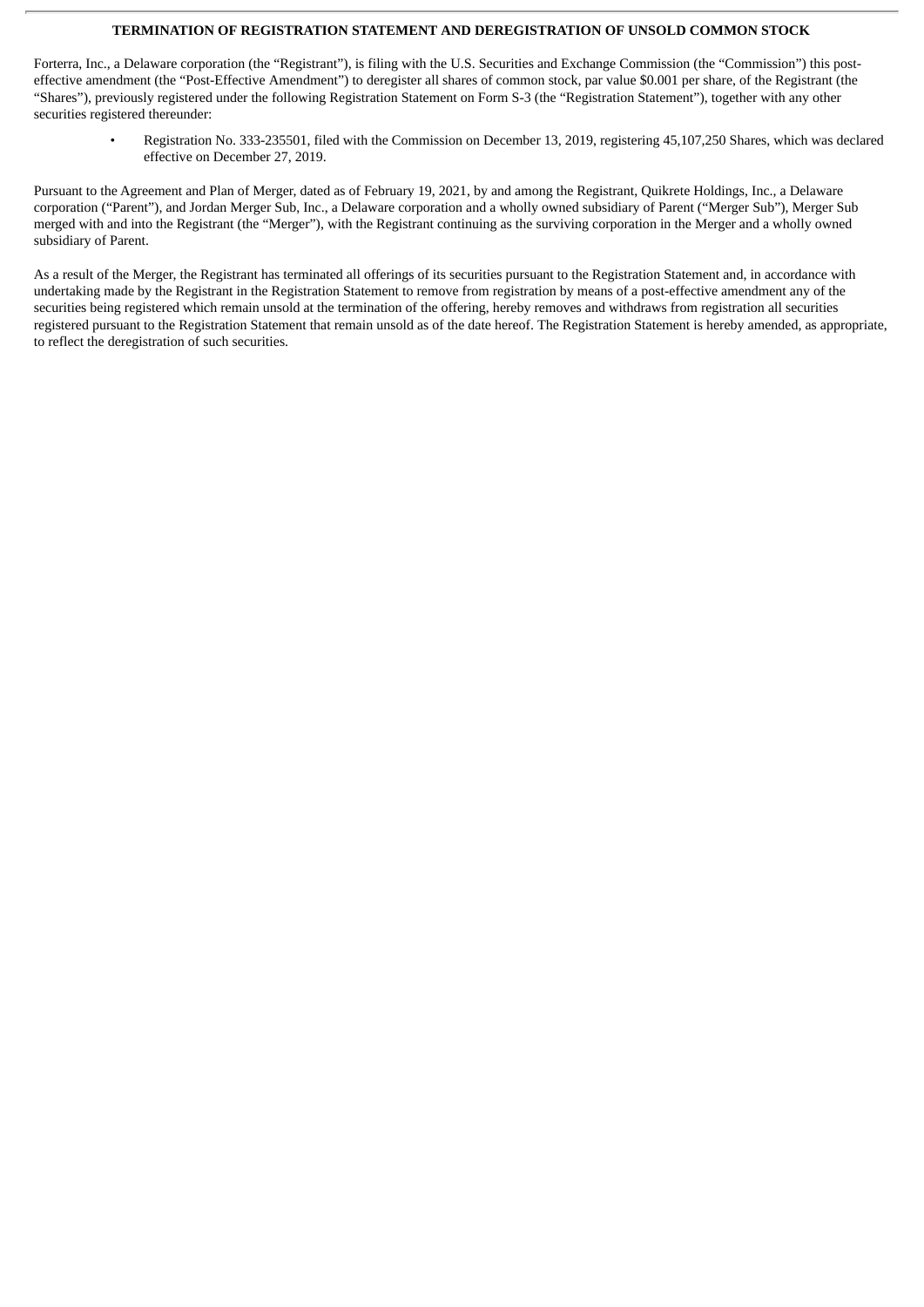## TERMINATION OF REGISTRATION STATEMENT AND DEREGISTRATION OF UNSOLD COMMON STOCK

Forterra, Inc., a Delaware corporation (the "Registrant"), is filing with the U.S. Securities and Exchange Commission (the "Commission") this post-effective amendment (the "Post-Effective Amendment") to deregister all shares of common stock, par value $0.001 per share, of the Registrant (the "Shares"), previously registered under the following Registration Statement on Form S-3 (the "Registration Statement"), together with any other securities registered thereunder:

- Registration No. 333-235501, filed with the Commission on December 13, 2019, registering 45,107,250 Shares, which was declared effective on December 27, 2019.

Pursuant to the Agreement and Plan of Merger, dated as of February 19, 2021, by and among the Registrant, Quikrete Holdings, Inc., a Delaware corporation ("Parent"), and Jordan Merger Sub, Inc., a Delaware corporation and a wholly owned subsidiary of Parent ("Merger Sub"), Merger Sub merged with and into the Registrant (the "Merger"), with the Registrant continuing as the surviving corporation in the Merger and a wholly owned subsidiary of Parent.

As a result of the Merger, the Registrant has terminated all offerings of its securities pursuant to the Registration Statement and, in accordance with undertaking made by the Registrant in the Registration Statement to remove from registration by means of a post-effective amendment any of the securities being registered which remain unsold at the termination of the offering, hereby removes and withdraws from registration all securities registered pursuant to the Registration Statement that remain unsold as of the date hereof. The Registration Statement is hereby amended, as appropriate, to reflect the deregistration of such securities.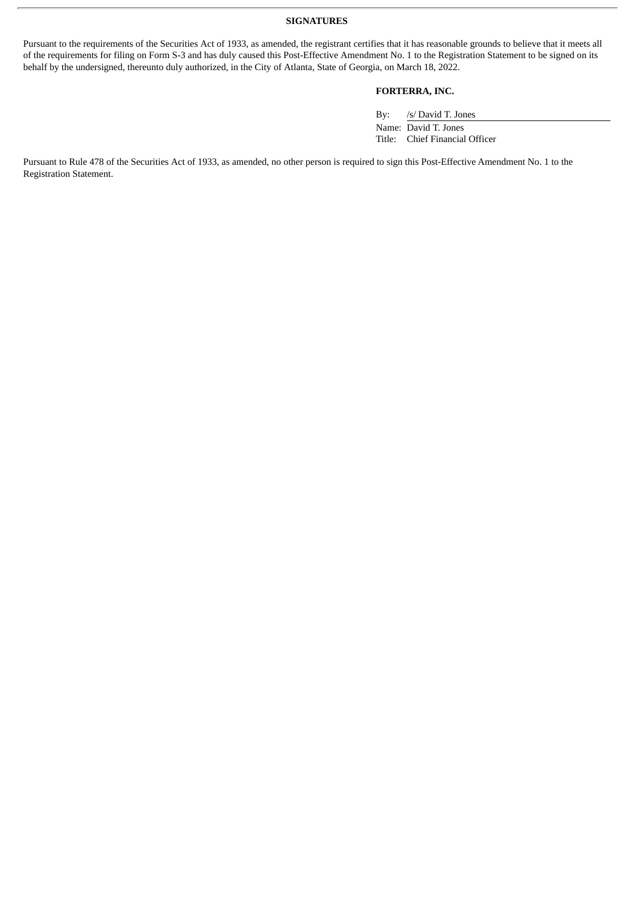**SIGNATURES**

Pursuant to the requirements of the Securities Act of 1933, as amended, the registrant certifies that it has reasonable grounds to believe that it meets all of the requirements for filing on Form S-3 and has duly caused this Post-Effective Amendment No. 1 to the Registration Statement to be signed on its behalf by the undersigned, thereunto duly authorized, in the City of Atlanta, State of Georgia, on March 18, 2022.

**FORTERRA, INC.**

By: /s/ David T. Jones

Name: David T. Jones

Title: Chief Financial Officer

Pursuant to Rule 478 of the Securities Act of 1933, as amended, no other person is required to sign this Post-Effective Amendment No. 1 to the Registration Statement.